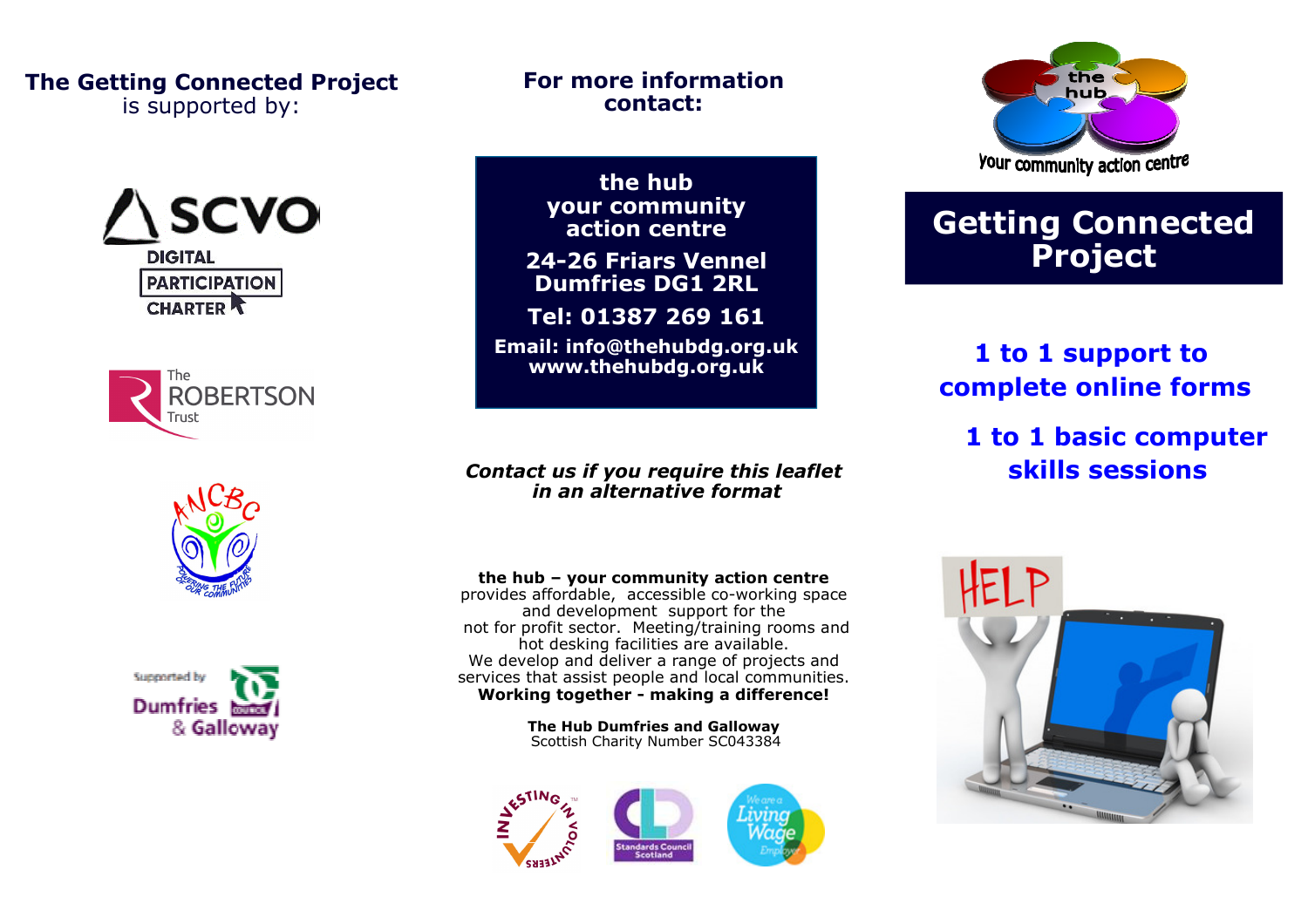**The Getting Connected Project**
is supported by:

SCVO DIGITAL PARTICIPATION CHARTER

The ROBERTSON Trust

ANCBC

Supported by Dumfries & Galloway Council

**For more information contact:**

**the hub**
**your community action centre**
**24-26 Friars Vennel**
**Dumfries DG1 2RL**
**Tel: 01387 269 161**
**Email: info@thehubdg.org.uk**
**www.thehubdg.org.uk**

***Contact us if you require this leaflet in an alternative format***

**the hub – your community action centre** provides affordable, accessible co-working space and development support for the not for profit sector. Meeting/training rooms and hot desking facilities are available.
We develop and deliver a range of projects and services that assist people and local communities.
**Working together - making a difference!**

**The Hub Dumfries and Galloway**
Scottish Charity Number SC043384

the hub
your community action centre

# Getting Connected Project

**1 to 1 support to complete online forms**

**1 to 1 basic computer skills sessions**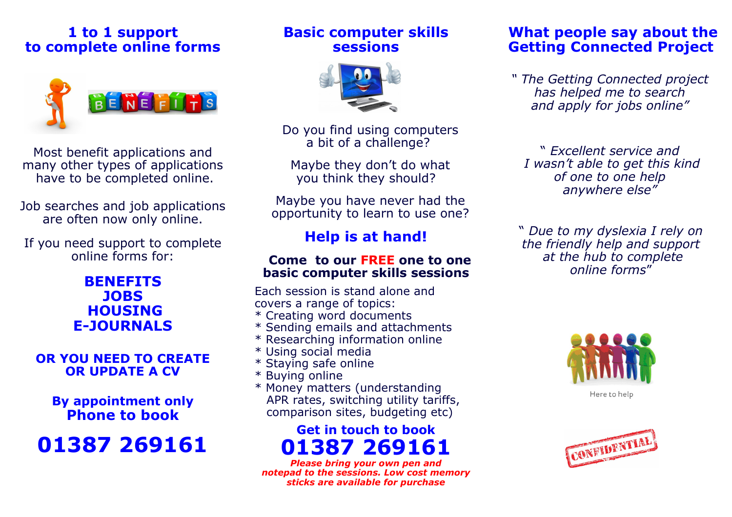## 1 to 1 support to complete online forms

Most benefit applications and many other types of applications have to be completed online.

Job searches and job applications are often now only online.

If you need support to complete online forms for:

**BENEFITS**
**JOBS**
**HOUSING**
**E-JOURNALS**

**OR YOU NEED TO CREATE OR UPDATE A CV**

**By appointment only**
**Phone to book**

**01387 269161**

## Basic computer skills sessions

Do you find using computers a bit of a challenge?

Maybe they don't do what you think they should?

Maybe you have never had the opportunity to learn to use one?

### Help is at hand!

**Come to our FREE one to one basic computer skills sessions**

Each session is stand alone and covers a range of topics:

* Creating word documents
* Sending emails and attachments
* Researching information online
* Using social media
* Staying safe online
* Buying online
* Money matters (understanding APR rates, switching utility tariffs, comparison sites, budgeting etc)

**Get in touch to book**

**01387 269161**

***Please bring your own pen and notepad to the sessions. Low cost memory sticks are available for purchase***

## What people say about the Getting Connected Project

*" The Getting Connected project has helped me to search and apply for jobs online"*

*" Excellent service and I wasn't able to get this kind of one to one help anywhere else"*

*" Due to my dyslexia I rely on the friendly help and support at the hub to complete online forms"*

Here to help